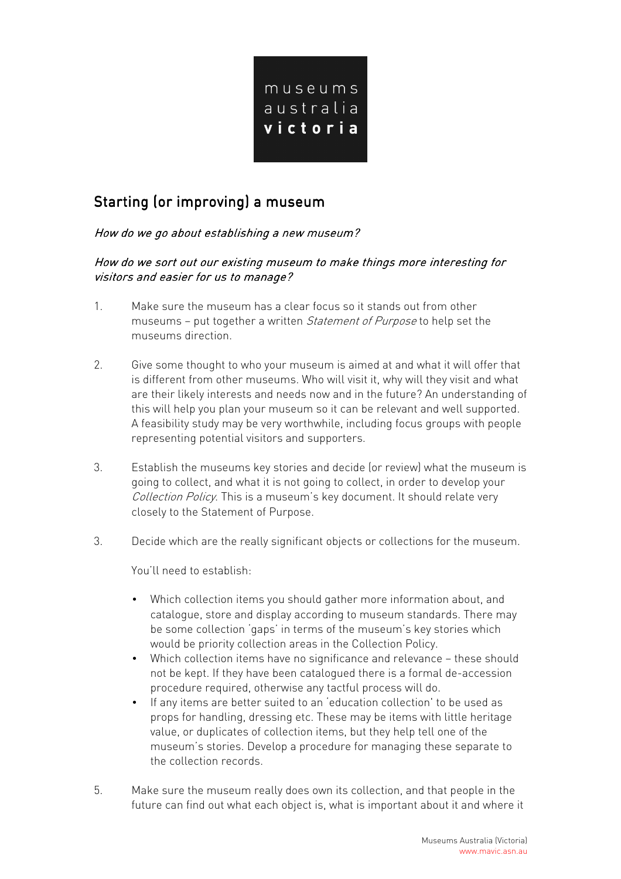museums
australia
**victoria**

## Starting (or improving) a museum

*How do we go about establishing a new museum?*

*How do we sort out our existing museum to make things more interesting for visitors and easier for us to manage?*

1. Make sure the museum has a clear focus so it stands out from other museums – put together a written *Statement of Purpose* to help set the museums direction.

2. Give some thought to who your museum is aimed at and what it will offer that is different from other museums. Who will visit it, why will they visit and what are their likely interests and needs now and in the future? An understanding of this will help you plan your museum so it can be relevant and well supported. A feasibility study may be very worthwhile, including focus groups with people representing potential visitors and supporters.

3. Establish the museums key stories and decide (or review) what the museum is going to collect, and what it is not going to collect, in order to develop your *Collection Policy*. This is a museum's key document. It should relate very closely to the Statement of Purpose.

3. Decide which are the really significant objects or collections for the museum.

   You'll need to establish:

   - Which collection items you should gather more information about, and catalogue, store and display according to museum standards. There may be some collection 'gaps' in terms of the museum's key stories which would be priority collection areas in the Collection Policy.
   - Which collection items have no significance and relevance – these should not be kept. If they have been catalogued there is a formal de-accession procedure required, otherwise any tactful process will do.
   - If any items are better suited to an 'education collection' to be used as props for handling, dressing etc. These may be items with little heritage value, or duplicates of collection items, but they help tell one of the museum's stories. Develop a procedure for managing these separate to the collection records.

5. Make sure the museum really does own its collection, and that people in the future can find out what each object is, what is important about it and where it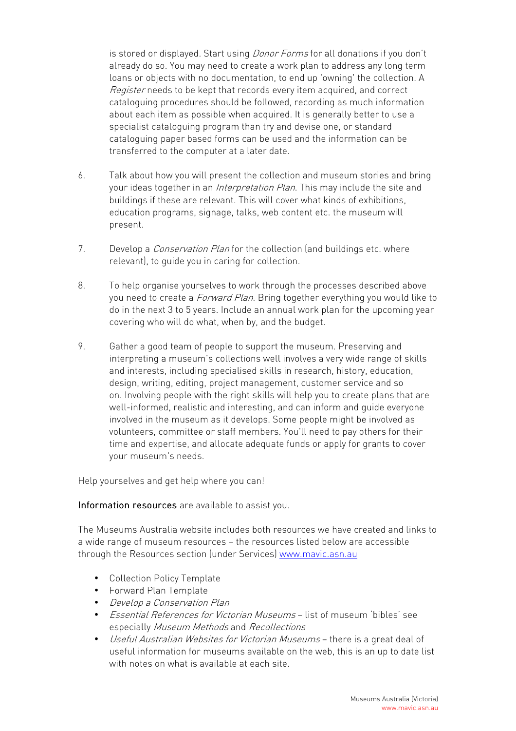is stored or displayed. Start using *Donor Forms* for all donations if you don't already do so. You may need to create a work plan to address any long term loans or objects with no documentation, to end up 'owning' the collection. A *Register* needs to be kept that records every item acquired, and correct cataloguing procedures should be followed, recording as much information about each item as possible when acquired. It is generally better to use a specialist cataloguing program than try and devise one, or standard cataloguing paper based forms can be used and the information can be transferred to the computer at a later date.

6. Talk about how you will present the collection and museum stories and bring your ideas together in an *Interpretation Plan*. This may include the site and buildings if these are relevant. This will cover what kinds of exhibitions, education programs, signage, talks, web content etc. the museum will present.

7. Develop a *Conservation Plan* for the collection (and buildings etc. where relevant), to guide you in caring for collection.

8. To help organise yourselves to work through the processes described above you need to create a *Forward Plan*. Bring together everything you would like to do in the next 3 to 5 years. Include an annual work plan for the upcoming year covering who will do what, when by, and the budget.

9. Gather a good team of people to support the museum. Preserving and interpreting a museum's collections well involves a very wide range of skills and interests, including specialised skills in research, history, education, design, writing, editing, project management, customer service and so on. Involving people with the right skills will help you to create plans that are well-informed, realistic and interesting, and can inform and guide everyone involved in the museum as it develops. Some people might be involved as volunteers, committee or staff members. You'll need to pay others for their time and expertise, and allocate adequate funds or apply for grants to cover your museum's needs.

Help yourselves and get help where you can!

Information resources are available to assist you.

The Museums Australia website includes both resources we have created and links to a wide range of museum resources – the resources listed below are accessible through the Resources section (under Services) www.mavic.asn.au

- Collection Policy Template
- Forward Plan Template
- *Develop a Conservation Plan*
- *Essential References for Victorian Museums* – list of museum 'bibles' see especially *Museum Methods* and *Recollections*
- *Useful Australian Websites for Victorian Museums* – there is a great deal of useful information for museums available on the web, this is an up to date list with notes on what is available at each site.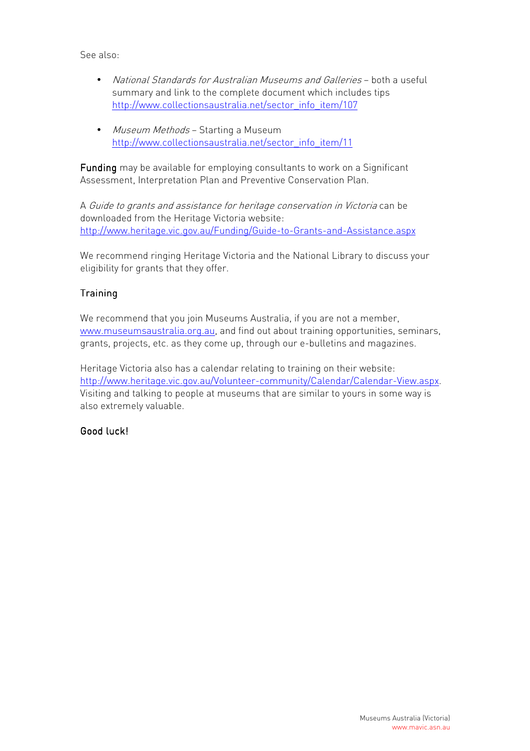See also:

- *National Standards for Australian Museums and Galleries* – both a useful summary and link to the complete document which includes tips http://www.collectionsaustralia.net/sector_info_item/107

- *Museum Methods* – Starting a Museum http://www.collectionsaustralia.net/sector_info_item/11

**Funding** may be available for employing consultants to work on a Significant Assessment, Interpretation Plan and Preventive Conservation Plan.

A *Guide to grants and assistance for heritage conservation in Victoria* can be downloaded from the Heritage Victoria website: http://www.heritage.vic.gov.au/Funding/Guide-to-Grants-and-Assistance.aspx

We recommend ringing Heritage Victoria and the National Library to discuss your eligibility for grants that they offer.

## Training

We recommend that you join Museums Australia, if you are not a member, www.museumsaustralia.org.au, and find out about training opportunities, seminars, grants, projects, etc. as they come up, through our e-bulletins and magazines.

Heritage Victoria also has a calendar relating to training on their website: http://www.heritage.vic.gov.au/Volunteer-community/Calendar/Calendar-View.aspx. Visiting and talking to people at museums that are similar to yours in some way is also extremely valuable.

## Good luck!